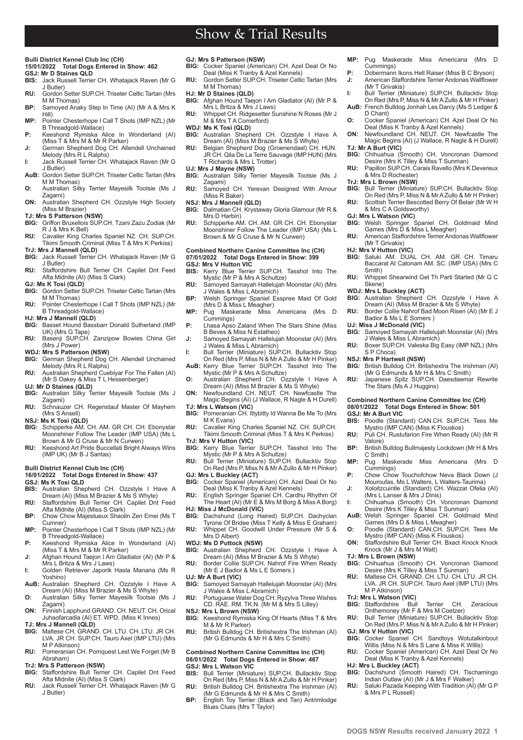# Show & Trial Results

**Bulli District Kennel Club Inc (CH)**
**15/01/2022 Total Dogs Entered in Show: 462**
**GSJ: Mr D Staines QLD**

**BIS:** Jack Russell Terrier CH. Whatajack Raven (Mr G J Butler)
**RU:** Gordon Setter SUP.CH. Triseter Celtic Tartan (Mrs M M Thomas)
**BP:** Samoyed Anaky Step In Time (AI) (Mr A & Mrs K Hill)
**MP:** Pointer Chesterhope I Call T Shots (IMP NZL) (Mr B Threadgold-Wallace)
**P:** Keeshond Rymiska Alice In Wonderland (AI) (Miss T & Mrs M & Mr R Parker)
**J:** German Shepherd Dog CH. Allendell Unchained Melody (Mrs R L Ralphs)
**I:** Jack Russell Terrier CH. Whatajack Raven (Mr G J Butler)
**AuB:** Gordon Setter SUP.CH. Triseter Celtic Tartan (Mrs M M Thomas)
**O:** Australian Silky Terrier Mayesilk Tootsie (Ms J Zagami)
**ON:** Australian Shepherd CH. Ozzstyle High Society (Miss M Brazier)

**TJ: Mrs S Patterson (NSW)**
**BIG:** Griffon Bruxellois SUP.CH. Tzani Zazu Zodiak (Mr R J & Mrs K Bell)
**RU:** Cavalier King Charles Spaniel NZ. CH. SUP.CH. Tikimi Smooth Criminal (Miss T & Mrs K Perkiss)

**TrJ: Mrs J Mannell (QLD)**
**BIG:** Jack Russell Terrier CH. Whatajack Raven (Mr G J Butler)
**RU:** Staffordshire Bull Terrier CH. Capilet Dnt Feed Afta Midnite (AI) (Miss S Clark)

**GJ: Ms K Tosi (QLD)**
**BIG:** Gordon Setter SUP.CH. Triseter Celtic Tartan (Mrs M M Thomas)
**RU:** Pointer Chesterhope I Call T Shots (IMP NZL) (Mr B Threadgold-Wallace)

**HJ: Mrs J Mannell (QLD)**
**BIG:** Basset Hound Bassbarr Donald Sutherland (IMP UK) (Mrs G Tape)
**RU:** Basenji SUP.CH. Zanzipow Bowies China Girl (Mrs J Power)

**WDJ: Mrs S Patterson (NSW)**
**BIG:** German Shepherd Dog CH. Allendell Unchained Melody (Mrs R L Ralphs)
**RU:** Australian Shepherd Cuebiyar For The Fallen (AI) (Mr S Oakey & Miss T L Hessenberger)

**UJ: Mr D Staines (QLD)**
**BIG:** Australian Silky Terrier Mayesilk Tootsie (Ms J Zagami)
**RU:** Schnauzer CH. Regenstauf Master Of Mayhem (Mrs S Ansell)

**NSJ: Ms K Tosi (QLD)**
**BIG:** Schipperke AM. CH. AM. GR CH. CH. Ebonystar Moonshiner Follow The Leader (IMP USA) (Ms L Brown & Mr G Cruse & Mr N Curwen)
**RU:** Keeshond Art Pride Buccellati Bright Always Wins (IMP UK) (Mr B J Santas)

**Bulli District Kennel Club Inc (CH)**
**16/01/2022 Total Dogs Entered in Show: 437**
**GSJ: Ms K Tosi QLD**

**BIS:** Australian Shepherd CH. Ozzstyle I Have A Dream (AI) (Miss M Brazier & Ms S Whyte)
**RU:** Staffordshire Bull Terrier CH. Capilet Dnt Feed Afta Midnite (AI) (Miss S Clark)
**BP:** Chow Chow Majestueux Shaolin Zen Emei (Ms T Cumner)
**MP:** Pointer Chesterhope I Call T Shots (IMP NZL) (Mr B Threadgold-Wallace)
**P:** Keeshond Rymiska Alice In Wonderland (AI) (Miss T & Mrs M & Mr R Parker)
**J:** Afghan Hound Taejon I Am Gladiator (AI) (Mr P & Mrs L Britza & Mrs J Laws)
**I:** Golden Retriever Japorik Hasta Manana (Ms R Yoshino)
**AuB:** Australian Shepherd CH. Ozzstyle I Have A Dream (AI) (Miss M Brazier & Ms S Whyte)
**O:** Australian Silky Terrier Mayesilk Tootsie (Ms J Zagami)
**ON:** Finnish Lapphund GRAND. CH. NEUT. CH. Orical Juhaofarcadia (AI) ET. WPD. (Miss K Innes)

**TJ: Mrs J Mannell (QLD)**
**BIG:** Maltese CH. GRAND. CH. LTU. CH. LTU. JR CH. LVA. JR CH. SUP.CH. Tauro Axel (IMP LTU) (Mrs M P Atkinson)
**RU:** Pomeranian CH. Pomquest Lest We Forget (Mr B Abraham)

**TrJ: Mrs S Patterson (NSW)**
**BIG:** Staffordshire Bull Terrier CH. Capilet Dnt Feed Afta Midnite (AI) (Miss S Clark)
**RU:** Jack Russell Terrier CH. Whatajack Raven (Mr G J Butler)

**GJ: Mrs S Patterson (NSW)**
**BIG:** Cocker Spaniel (American) CH. Azel Deal Or No Deal (Miss K Tranby & Azel Kennels)
**RU:** Gordon Setter SUP.CH. Triseter Celtic Tartan (Mrs M M Thomas)

**HJ: Mr D Staines (QLD)**
**BIG:** Afghan Hound Taejon I Am Gladiator (AI) (Mr P & Mrs L Britza & Mrs J Laws)
**RU:** Whippet CH. Ridgesetter Sunshine N Roses (Mr J M & Mrs T A Comerford)

**WDJ: Ms K Tosi (QLD)**
**BIG:** Australian Shepherd CH. Ozzstyle I Have A Dream (AI) (Miss M Brazier & Ms S Whyte)
**RU:** Belgian Shepherd Dog (Groenendael) CH. HUN. JR CH. Qila De La Terre Sauvage (IMP HUN) (Mrs T Richards & Mrs L Trotter)

**UJ: Mrs J Mayne (NSW)**
**BIG:** Australian Silky Terrier Mayesilk Tootsie (Ms J Zagami)
**RU:** Samoyed CH. Yerevan Designed With Amour (Miss R Baker)

**NSJ: Mrs J Mannell (QLD)**
**BIG:** Dalmatian CH. Krystaway Gloria Glamour (Mr R & Mrs D Harbin)
**RU:** Schipperke AM. CH. AM. GR CH. CH. Ebonystar Moonshiner Follow The Leader (IMP USA) (Ms L Brown & Mr G Cruse & Mr N Curwen)

**Combined Northern Canine Committee Inc (CH)**
**07/01/2022 Total Dogs Entered in Show: 399**
**GSJ: Mrs V Hutton VIC**

**BIS:** Kerry Blue Terrier SUP.CH. Tasshot Into The Mystic (Mr P & Mrs A Schultze)
**RU:** Samoyed Samayah Hallelujah Moonstar (AI) (Mrs J Wales & Miss L Abramich)
**BP:** Welsh Springer Spaniel Esspree Maid Of Gold (Mrs D & Miss L Meagher)
**MP:** Pug Maskerade Miss Americana (Mrs D Cummings)
**P:** Lhasa Apso Zaland When The Stars Shine (Miss B Beves & Miss N Estatheo)
**J:** Samoyed Samayah Hallelujah Moonstar (AI) (Mrs J Wales & Miss L Abramich)
**I:** Bull Terrier (Miniature) SUP.CH. Bullacktiv Stop On Red (Mrs P, Miss N & Mr A Zullo & Mr H Pinker)
**AuB:** Kerry Blue Terrier SUP.CH. Tasshot Into The Mystic (Mr P & Mrs A Schultze)
**O:** Australian Shepherd CH. Ozzstyle I Have A Dream (AI) (Miss M Brazier & Ms S Whyte)
**ON:** Newfoundland CH. NEUT. CH. Newfcastle The Magic Begins (AI) (J Wallace, R Nagle & H Durell)

**TJ: Mrs L Watson (VIC)**
**BIG:** Pomeranian CH. Ittybitty Id Wanna Be Me To (Mrs M K Evans)
**RU:** Cavalier King Charles Spaniel NZ. CH. SUP.CH. Tikimi Smooth Criminal (Miss T & Mrs K Perkiss)

**TrJ: Mrs V Hutton (VIC)**
**BIG:** Kerry Blue Terrier SUP.CH. Tasshot Into The Mystic (Mr P & Mrs A Schultze)
**RU:** Bull Terrier (Miniature) SUP.CH. Bullacktiv Stop On Red (Mrs P, Miss N & Mr A Zullo & Mr H Pinker)

**GJ: Mrs L Buckley (ACT)**
**BIG:** Cocker Spaniel (American) CH. Azel Deal Or No Deal (Miss K Tranby & Azel Kennels)
**RU:** English Springer Spaniel CH. Cardhu Rhythm Of The Heart (AI) (Mr E & Mrs M Borg & Miss A Borg)

**HJ: Miss J McDonald (VIC)**
**BIG:** Dachshund (Long Haired) SUP.CH. Dachyclan Tyrone Of Bridee (Miss T Kelly & Miss E Graham)
**RU:** Whippet CH. Goodwill Under Pressure (Mr S & Mrs D Albert)

**WDJ: Ms D Puttock (NSW)**
**BIG:** Australian Shepherd CH. Ozzstyle I Have A Dream (AI) (Miss M Brazier & Ms S Whyte)
**RU:** Border Collie SUP.CH. Nahrof Fire When Ready (Mr E J Badior & Ms L E Somers )

**UJ: Mr A Burt (VIC)**
**BIG:** Samoyed Samayah Hallelujah Moonstar (AI) (Mrs J Wales & Miss L Abramich)
**RU:** Portuguese Water Dog CH. Ryzylva Three Wishes CD. RAE. RM. TK.N. (Mr M & Mrs S Lilley)

**NSJ: Mrs L Brown (NSW)**
**BIG:** Keeshond Rymiska King Of Hearts (Miss T & Mrs M & Mr R Parker)
**RU:** British Bulldog CH. Britishextra The Irishman (AI) (Mr G Edmunds & Mr H & Mrs C Smith)

**Combined Northern Canine Committee Inc (CH)**
**08/01/2022 Total Dogs Entered in Show: 467**
**GSJ: Mrs L Watson VIC**

**BIS:** Bull Terrier (Miniature) SUP.CH. Bullacktiv Stop On Red (Mrs P, Miss N & Mr A Zullo & Mr H Pinker)
**RU:** British Bulldog CH. Britishextra The Irishman (AI) (Mr G Edmunds & Mr H & Mrs C Smith)
**BP:** English Toy Terrier (Black and Tan) Antrimlodge Blues Clues (Mrs T Taylor)
**MP:** Pug Maskerade Miss Americana (Mrs D Cummings)
**P:** Dobermann Ikons Hell Raiser (Miss B C Bryson)
**J:** American Staffordshire Terrier Andonas Wallflower (Mr T Grivakis)
**I:** Bull Terrier (Miniature) SUP.CH. Bullacktiv Stop On Red (Mrs P, Miss N & Mr A Zullo & Mr H Pinker)
**AuB:** French Bulldog Jonhah Les Darcy (Ms S Ledger & D Chant)
**O:** Cocker Spaniel (American) CH. Azel Deal Or No Deal (Miss K Tranby & Azel Kennels)
**ON:** Newfoundland CH. NEUT. CH. Newfcastle The Magic Begins (AI) (J Wallace, R Nagle & H Durell)

**TJ: Mr A Burt (VIC)**
**BIG:** Chihuahua (Smooth) CH. Voncronan Diamond Desire (Mrs K Tilley & Miss T Sunman)
**RU:** Papillon SUP.CH. Carais Ravello (Mrs K Devereux & Mrs D Rochester)

**TrJ: Mrs L Brown (NSW)**
**BIG:** Bull Terrier (Miniature) SUP.CH. Bullacktiv Stop On Red (Mrs P, Miss N & Mr A Zullo & Mr H Pinker)
**RU:** Scottish Terrier Bescotted Berry Of Belair (Mr W H & Mrs C A Goldsworthy)

**GJ: Mrs L Watson (VIC)**
**BIG:** Welsh Springer Spaniel CH. Goldmaid Mind Games (Mrs D & Miss L Meagher)
**RU:** American Staffordshire Terrier Andonas Wallflower (Mr T Grivakis)

**HJ: Mrs V Hutton (VIC)**
**BIG:** Saluki AM. DUAL CH. AM. GR CH. Timaru Baccarat At Catonam AM. SC. (IMP USA) (Mrs C Smith)
**RU:** Whippet Shearwind Get Th Parti Started (Mr G C Skene)

**WDJ: Mrs L Buckley (ACT)**
**BIG:** Australian Shepherd CH. Ozzstyle I Have A Dream (AI) (Miss M Brazier & Ms S Whyte)
**RU:** Border Collie Nahrof Bad Moon Risen (AI) (Mr E J Badior & Ms L E Somers )

**UJ: Miss J McDonald (VIC)**
**BIG:** Samoyed Samayah Hallelujah Moonstar (AI) (Mrs J Wales & Miss L Abramich)
**RU:** Boxer SUP.CH. Valeska Big Easy (IMP NZL) (Mrs S P Choca)

**NSJ: Mrs P Hartwell (NSW)**
**BIG:** British Bulldog CH. Britishextra The Irishman (AI) (Mr G Edmunds & Mr H & Mrs C Smith)
**RU:** Japanese Spitz SUP.CH. Daesdaemar Rewrite The Stars (Ms A J Huggins)

**Combined Northern Canine Committee Inc (CH)**
**08/01/2022 Total Dogs Entered in Show: 501**
**GSJ: Mr A Burt VIC**

**BIS:** Poodle (Standard) CAN.CH. SUP.CH. Tees Me Mystro (IMP CAN) (Miss K Flouskos)
**RU:** Puli CH. Rustufarion Fire When Ready (AI) (Mr R Valore)
**BP:** British Bulldog Bullmajesty Lockdown (Mr H & Mrs C Smith)
**MP:** Pug Maskerade Miss Americana (Mrs D Cummings)
**P:** Chow Chow Touchofchow Neva Black Down (J Mouroufas, Ms L Walters, L Walters-Taurima)
**J:** Xoloitzcuintle (Standard) CH. Wazzat Ofelia (AI) (Mrs L Lanser & Mrs J Dinis)
**I:** Chihuahua (Smooth) CH. Voncronan Diamond Desire (Mrs K Tilley & Miss T Sunman)
**AuB:** Welsh Springer Spaniel CH. Goldmaid Mind Games (Mrs D & Miss L Meagher)
**O:** Poodle (Standard) CAN.CH. SUP.CH. Tees Me Mystro (IMP CAN) (Miss K Flouskos)
**ON:** Staffordshire Bull Terrier CH. Bxact Knock Knock Knock (Mr J & Mrs M Watt)

**TJ: Mrs L Brown (NSW)**
**BIG:** Chihuahua (Smooth) CH. Voncronan Diamond Desire (Mrs K Tilley & Miss T Sunman)
**RU:** Maltese CH. GRAND. CH. LTU. CH. LTU. JR CH. LVA. JR CH. SUP.CH. Tauro Axel (IMP LTU) (Mrs M P Atkinson)

**TrJ: Mrs L Watson (VIC)**
**BIG:** Staffordshire Bull Terrier CH. Zeracious Onthemoney (Mr F & Mrs M Coetzer)
**RU:** Bull Terrier (Miniature) SUP.CH. Bullacktiv Stop On Red (Mrs P, Miss N & Mr A Zullo & Mr H Pinker)

**GJ: Mrs V Hutton (VIC)**
**BIG:** Cocker Spaniel CH. Sandtoys Wotutalkinbout Willis (Miss N & Mrs S Lane & Miss K Willis)
**RU:** Cocker Spaniel (American) CH. Azel Deal Or No Deal (Miss K Tranby & Azel Kennels)

**HJ: Mrs L Buckley (ACT)**
**BIG:** Dachshund (Smooth Haired) CH. Tischamingo Indian Outlaw (AI) (Mr J & Mrs F Walker)
**RU:** Saluki Pazada Keeping With Tradition (AI) (Mr G P & Mrs P L Russell)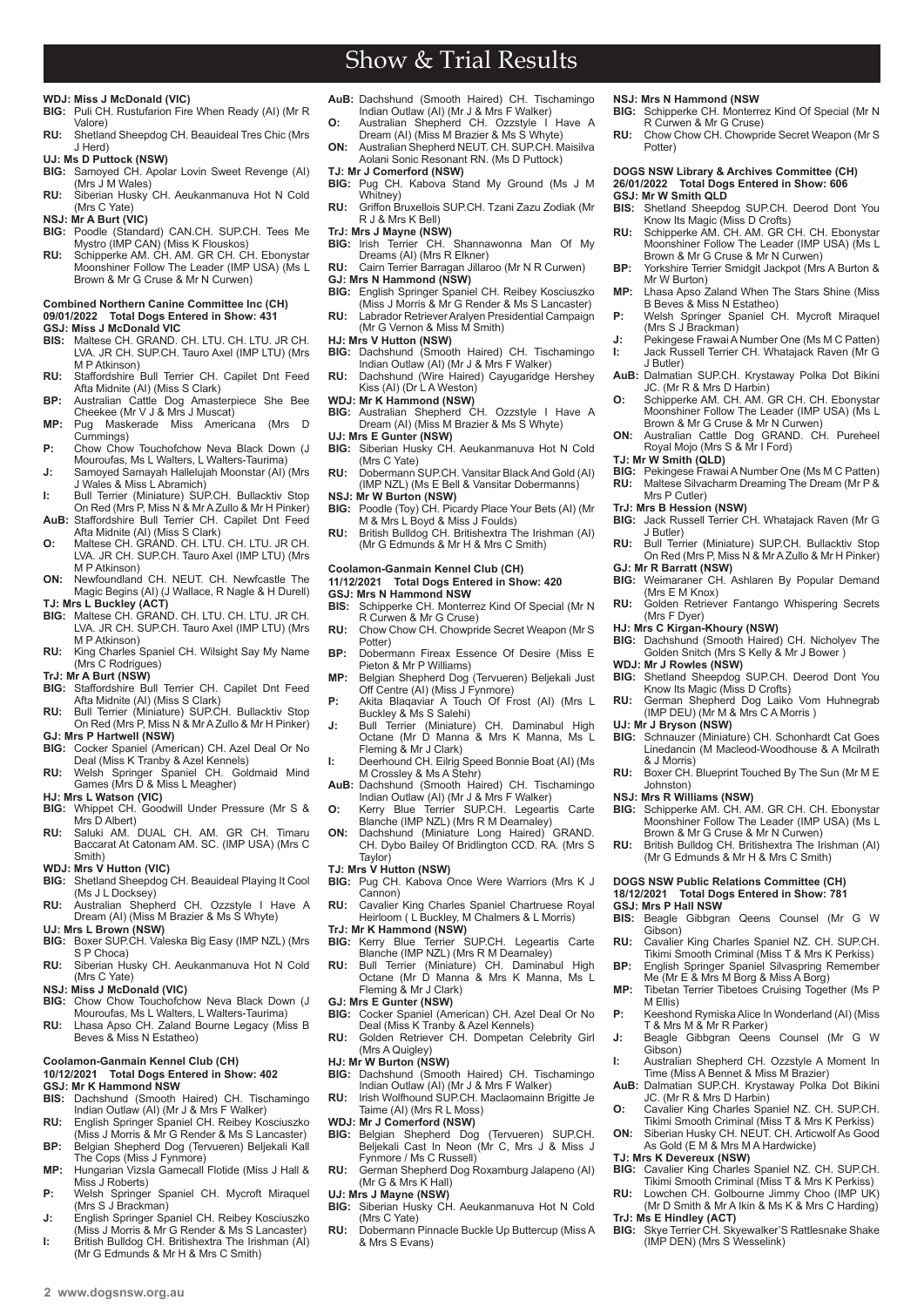# Show & Trial Results

**WDJ: Miss J McDonald (VIC)**
- **BIG:** Puli CH. Rustufarion Fire When Ready (AI) (Mr R Valore)
- **RU:** Shetland Sheepdog CH. Beauideal Tres Chic (Mrs J Herd)

**UJ: Ms D Puttock (NSW)**
- **BIG:** Samoyed CH. Apolar Lovin Sweet Revenge (AI) (Mrs J M Wales)
- **RU:** Siberian Husky CH. Aeukanmanuva Hot N Cold (Mrs C Yate)

**NSJ: Mr A Burt (VIC)**
- **BIG:** Poodle (Standard) CAN.CH. SUP.CH. Tees Me Mystro (IMP CAN) (Miss K Flouskos)
- **RU:** Schipperke AM. CH. AM. GR CH. CH. Ebonystar Moonshiner Follow The Leader (IMP USA) (Ms L Brown & Mr G Cruse & Mr N Curwen)

## Combined Northern Canine Committee Inc (CH)
**09/01/2022 Total Dogs Entered in Show: 431**

**GSJ: Miss J McDonald VIC**
- **BIS:** Maltese CH. GRAND. CH. LTU. CH. LTU. JR CH. LVA. JR CH. SUP.CH. Tauro Axel (IMP LTU) (Mrs M P Atkinson)
- **RU:** Staffordshire Bull Terrier CH. Capilet Dnt Feed Afta Midnite (AI) (Miss S Clark)
- **BP:** Australian Cattle Dog Amasterpiece She Bee Cheekee (Mr V J & Mrs J Muscat)
- **MP:** Pug Maskerade Miss Americana (Mrs D Cummings)
- **P:** Chow Chow Touchofchow Neva Black Down (J Mouroufas, Ms L Walters, L Walters-Taurima)
- **J:** Samoyed Samayah Hallelujah Moonstar (AI) (Mrs J Wales & Miss L Abramich)
- **I:** Bull Terrier (Miniature) SUP.CH. Bullacktiv Stop On Red (Mrs P, Miss N & Mr A Zullo & Mr H Pinker)
- **AuB:** Staffordshire Bull Terrier CH. Capilet Dnt Feed Afta Midnite (AI) (Miss S Clark)
- **O:** Maltese CH. GRAND. CH. LTU. CH. LTU. JR CH. LVA. JR CH. SUP.CH. Tauro Axel (IMP LTU) (Mrs M P Atkinson)
- **ON:** Newfoundland CH. NEUT. CH. Newfcastle The Magic Begins (AI) (J Wallace, R Nagle & H Durell)

**TJ: Mrs L Buckley (ACT)**
- **BIG:** Maltese CH. GRAND. CH. LTU. CH. LTU. JR CH. LVA. JR CH. SUP.CH. Tauro Axel (IMP LTU) (Mrs M P Atkinson)
- **RU:** King Charles Spaniel CH. Wilsight Say My Name (Mrs C Rodrigues)

**TrJ: Mr A Burt (NSW)**
- **BIG:** Staffordshire Bull Terrier CH. Capilet Dnt Feed Afta Midnite (AI) (Miss S Clark)
- **RU:** Bull Terrier (Miniature) SUP.CH. Bullacktiv Stop On Red (Mrs P, Miss N & Mr A Zullo & Mr H Pinker)

**GJ: Mrs P Hartwell (NSW)**
- **BIG:** Cocker Spaniel (American) CH. Azel Deal Or No Deal (Miss K Tranby & Azel Kennels)
- **RU:** Welsh Springer Spaniel CH. Goldmaid Mind Games (Mrs D & Miss L Meagher)

**HJ: Mrs L Watson (VIC)**
- **BIG:** Whippet CH. Goodwill Under Pressure (Mr S & Mrs D Albert)
- **RU:** Saluki AM. DUAL CH. AM. GR CH. Timaru Baccarat At Catonam AM. SC. (IMP USA) (Mrs C Smith)

**WDJ: Mrs V Hutton (VIC)**
- **BIG:** Shetland Sheepdog CH. Beauideal Playing It Cool (Ms J L Docksey)
- **RU:** Australian Shepherd CH. Ozzstyle I Have A Dream (AI) (Miss M Brazier & Ms S Whyte)

**UJ: Mrs L Brown (NSW)**
- **BIG:** Boxer SUP.CH. Valeska Big Easy (IMP NZL) (Mrs S P Choca)
- **RU:** Siberian Husky CH. Aeukanmanuva Hot N Cold (Mrs C Yate)

**NSJ: Miss J McDonald (VIC)**
- **BIG:** Chow Chow Touchofchow Neva Black Down (J Mouroufas, Ms L Walters, L Walters-Taurima)
- **RU:** Lhasa Apso CH. Zaland Bourne Legacy (Miss B Beves & Miss N Estatheo)

## Coolamon-Ganmain Kennel Club (CH)
**10/12/2021 Total Dogs Entered in Show: 402**

**GSJ: Mr K Hammond NSW**
- **BIS:** Dachshund (Smooth Haired) CH. Tischamingo Indian Outlaw (AI) (Mr J & Mrs F Walker)
- **RU:** English Springer Spaniel CH. Reibey Kosciuszko (Miss J Morris & Mr G Render & Ms S Lancaster)
- **BP:** Belgian Shepherd Dog (Tervueren) Beljekali Kall The Cops (Miss J Fynmore)
- **MP:** Hungarian Vizsla Gamecall Flotide (Miss J Hall & Miss J Roberts)
- **P:** Welsh Springer Spaniel CH. Mycroft Miraquel (Mrs S J Brackman)
- **J:** English Springer Spaniel CH. Reibey Kosciuszko (Miss J Morris & Mr G Render & Ms S Lancaster)
- **I:** British Bulldog CH. Britishextra The Irishman (AI) (Mr G Edmunds & Mr H & Mrs C Smith)
- **AuB:** Dachshund (Smooth Haired) CH. Tischamingo Indian Outlaw (AI) (Mr J & Mrs F Walker)
- **O:** Australian Shepherd CH. Ozzstyle I Have A Dream (AI) (Miss M Brazier & Ms S Whyte)
- **ON:** Australian Shepherd NEUT. CH. SUP.CH. Maisilva Aolani Sonic Resonant RN. (Ms D Puttock)

**TJ: Mr J Comerford (NSW)**
- **BIG:** Pug CH. Kabova Stand My Ground (Ms J M Whitney)
- **RU:** Griffon Bruxellois SUP.CH. Tzani Zazu Zodiak (Mr R J & Mrs K Bell)

**TrJ: Mrs J Mayne (NSW)**
- **BIG:** Irish Terrier CH. Shannawonna Man Of My Dreams (AI) (Mrs R Elkner)
- **RU:** Cairn Terrier Barragan Jillaroo (Mr N R Curwen)

**GJ: Mrs N Hammond (NSW)**
- **BIG:** English Springer Spaniel CH. Reibey Kosciuszko (Miss J Morris & Mr G Render & Ms S Lancaster)
- **RU:** Labrador Retriever Aralyen Presidential Campaign (Mr G Vernon & Miss M Smith)

**HJ: Mrs V Hutton (NSW)**
- **BIG:** Dachshund (Smooth Haired) CH. Tischamingo Indian Outlaw (AI) (Mr J & Mrs F Walker)
- **RU:** Dachshund (Wire Haired) Cayugaridge Hershey Kiss (AI) (Dr L A Weston)

**WDJ: Mr K Hammond (NSW)**
- **BIG:** Australian Shepherd CH. Ozzstyle I Have A Dream (AI) (Miss M Brazier & Ms S Whyte)

**UJ: Mrs E Gunter (NSW)**
- **BIG:** Siberian Husky CH. Aeukanmanuva Hot N Cold (Mrs C Yate)
- **RU:** Dobermann SUP.CH. Vansitar Black And Gold (AI) (IMP NZL) (Ms E Bell & Vansitar Dobermanns)

**NSJ: Mr W Burton (NSW)**
- **BIG:** Poodle (Toy) CH. Picardy Place Your Bets (AI) (Mr M & Mrs L Boyd & Miss J Foulds)
- **RU:** British Bulldog CH. Britishextra The Irishman (AI) (Mr G Edmunds & Mr H & Mrs C Smith)

## Coolamon-Ganmain Kennel Club (CH)
**11/12/2021 Total Dogs Entered in Show: 420**

**GSJ: Mrs N Hammond NSW**
- **BIS:** Schipperke CH. Monterrez Kind Of Special (Mr N R Curwen & Mr G Cruse)
- **RU:** Chow Chow CH. Chowpride Secret Weapon (Mr S Potter)
- **BP:** Dobermann Fireax Essence Of Desire (Miss E Pieton & Mr P Williams)
- **MP:** Belgian Shepherd Dog (Tervueren) Beljekali Just Off Centre (AI) (Miss J Fynmore)
- **P:** Akita Blaqaviar A Touch Of Frost (AI) (Mrs L Buckley & Ms S Salehi)
- **J:** Bull Terrier (Miniature) CH. Daminabul High Octane (Mr D Manna & Mrs K Manna, Ms L Fleming & Mr J Clark)
- **I:** Deerhound CH. Eilrig Speed Bonnie Boat (AI) (Ms M Crossley & Ms A Stehr)
- **AuB:** Dachshund (Smooth Haired) CH. Tischamingo Indian Outlaw (AI) (Mr J & Mrs F Walker)
- **O:** Kerry Blue Terrier SUP.CH. Legeartis Carte Blanche (IMP NZL) (Mrs R M Dearnaley)
- **ON:** Dachshund (Miniature Long Haired) GRAND. CH. Dybo Bailey Of Bridlington CCD. RA. (Mrs S Taylor)

**TJ: Mrs V Hutton (NSW)**
- **BIG:** Pug CH. Kabova Once Were Warriors (Mrs K J Cannon)
- **RU:** Cavalier King Charles Spaniel Chartruese Royal Heirloom ( L Buckley, M Chalmers & L Morris)

**TrJ: Mr K Hammond (NSW)**
- **BIG:** Kerry Blue Terrier SUP.CH. Legeartis Carte Blanche (IMP NZL) (Mrs R M Dearnaley)
- **RU:** Bull Terrier (Miniature) CH. Daminabul High Octane (Mr D Manna & Mrs K Manna, Ms L Fleming & Mr J Clark)

**GJ: Mrs E Gunter (NSW)**
- **BIG:** Cocker Spaniel (American) CH. Azel Deal Or No Deal (Miss K Tranby & Azel Kennels)
- **RU:** Golden Retriever CH. Dompetan Celebrity Girl (Mrs A Quigley)

**HJ: Mr W Burton (NSW)**
- **BIG:** Dachshund (Smooth Haired) CH. Tischamingo Indian Outlaw (AI) (Mr J & Mrs F Walker)
- **RU:** Irish Wolfhound SUP.CH. Maclaomainn Brigitte Je Taime (AI) (Mrs R L Moss)

**WDJ: Mr J Comerford (NSW)**
- **BIG:** Belgian Shepherd Dog (Tervueren) SUP.CH. Beljekali Cast In Neon (Mr C, Mrs J & Miss J Fynmore / Ms C Russell)
- **RU:** German Shepherd Dog Roxamburg Jalapeno (AI) (Mr G & Mrs K Hall)

**UJ: Mrs J Mayne (NSW)**
- **BIG:** Siberian Husky CH. Aeukanmanuva Hot N Cold (Mrs C Yate)
- **RU:** Dobermann Pinnacle Buckle Up Buttercup (Miss A & Mrs S Evans)

**NSJ: Mrs N Hammond (NSW**
- **BIG:** Schipperke CH. Monterrez Kind Of Special (Mr N R Curwen & Mr G Cruse)
- **RU:** Chow Chow CH. Chowpride Secret Weapon (Mr S Potter)

## DOGS NSW Library & Archives Committee (CH)
**26/01/2022 Total Dogs Entered in Show: 606**

**GSJ: Mr W Smith QLD**
- **BIS:** Shetland Sheepdog SUP.CH. Deerod Dont You Know Its Magic (Miss D Crofts)
- **RU:** Schipperke AM. CH. AM. GR CH. CH. Ebonystar Moonshiner Follow The Leader (IMP USA) (Ms L Brown & Mr G Cruse & Mr N Curwen)
- **BP:** Yorkshire Terrier Smidgit Jackpot (Mrs A Burton & Mr W Burton)
- **MP:** Lhasa Apso Zaland When The Stars Shine (Miss B Beves & Miss N Estatheo)
- **P:** Welsh Springer Spaniel CH. Mycroft Miraquel (Mrs S J Brackman)
- **J:** Pekingese Frawai A Number One (Ms M C Patten)
- **I:** Jack Russell Terrier CH. Whatajack Raven (Mr G J Butler)
- **AuB:** Dalmatian SUP.CH. Krystaway Polka Dot Bikini JC. (Mr R & Mrs D Harbin)
- **O:** Schipperke AM. CH. AM. GR CH. CH. Ebonystar Moonshiner Follow The Leader (IMP USA) (Ms L Brown & Mr G Cruse & Mr N Curwen)
- **ON:** Australian Cattle Dog GRAND. CH. Pureheel Royal Mojo (Mrs S & Mr I Ford)

**TJ: Mr W Smith (QLD)**
- **BIG:** Pekingese Frawai A Number One (Ms M C Patten)
- **RU:** Maltese Silvacharm Dreaming The Dream (Mr P & Mrs P Cutler)

**TrJ: Mrs B Hession (NSW)**
- **BIG:** Jack Russell Terrier CH. Whatajack Raven (Mr G J Butler)
- **RU:** Bull Terrier (Miniature) SUP.CH. Bullacktiv Stop On Red (Mrs P, Miss N & Mr A Zullo & Mr H Pinker)

**GJ: Mr R Barratt (NSW)**
- **BIG:** Weimaraner CH. Ashlaren By Popular Demand (Mrs E M Knox)
- **RU:** Golden Retriever Fantango Whispering Secrets (Mrs F Dyer)

**HJ: Mrs C Kirgan-Khoury (NSW)**
- **BIG:** Dachshund (Smooth Haired) CH. Nicholyev The Golden Snitch (Mrs S Kelly & Mr J Bower )

**WDJ: Mr J Rowles (NSW)**
- **BIG:** Shetland Sheepdog SUP.CH. Deerod Dont You Know Its Magic (Miss D Crofts)
- **RU:** German Shepherd Dog Laiko Vom Huhnegrab (IMP DEU) (Mr M & Mrs C A Morris )

**UJ: Mr J Bryson (NSW)**
- **BIG:** Schnauzer (Miniature) CH. Schonhardt Cat Goes Linedancin (M Macleod-Woodhouse & A Mcilrath & J Morris)
- **RU:** Boxer CH. Blueprint Touched By The Sun (Mr M E Johnston)

**NSJ: Mrs R Williams (NSW)**
- **BIG:** Schipperke AM. CH. AM. GR CH. CH. Ebonystar Moonshiner Follow The Leader (IMP USA) (Ms L Brown & Mr G Cruse & Mr N Curwen)
- **RU:** British Bulldog CH. Britishextra The Irishman (AI) (Mr G Edmunds & Mr H & Mrs C Smith)

## DOGS NSW Public Relations Committee (CH)
**18/12/2021 Total Dogs Entered in Show: 781**

**GSJ: Mrs P Hall NSW**
- **BIS:** Beagle Gibbgran Qeens Counsel (Mr G W Gibson)
- **RU:** Cavalier King Charles Spaniel NZ. CH. SUP.CH. Tikimi Smooth Criminal (Miss T & Mrs K Perkiss)
- **BP:** English Springer Spaniel Silvaspring Remember Me (Mr E & Mrs M Borg & Miss A Borg)
- **MP:** Tibetan Terrier Tibetoes Cruising Together (Ms P M Ellis)
- **P:** Keeshond Rymiska Alice In Wonderland (AI) (Miss T & Mrs M & Mr R Parker)
- **J:** Beagle Gibbgran Qeens Counsel (Mr G W Gibson)
- **I:** Australian Shepherd CH. Ozzstyle A Moment In Time (Miss A Bennet & Miss M Brazier)
- **AuB:** Dalmatian SUP.CH. Krystaway Polka Dot Bikini JC. (Mr R & Mrs D Harbin)
- **O:** Cavalier King Charles Spaniel NZ. CH. SUP.CH. Tikimi Smooth Criminal (Miss T & Mrs K Perkiss)
- **ON:** Siberian Husky CH. NEUT. CH. Articwolf As Good As Gold (E M & Mrs M A Hardwicke)

**TJ: Mrs K Devereux (NSW)**
- **BIG:** Cavalier King Charles Spaniel NZ. CH. SUP.CH. Tikimi Smooth Criminal (Miss T & Mrs K Perkiss)
- **RU:** Lowchen CH. Golbourne Jimmy Choo (IMP UK) (Mr D Smith & Mr A lkin & Ms K & Mrs C Harding)

**TrJ: Ms E Hindley (ACT)**
- **BIG:** Skye Terrier CH. Skyewalker'S Rattlesnake Shake (IMP DEN) (Mrs S Wesselink)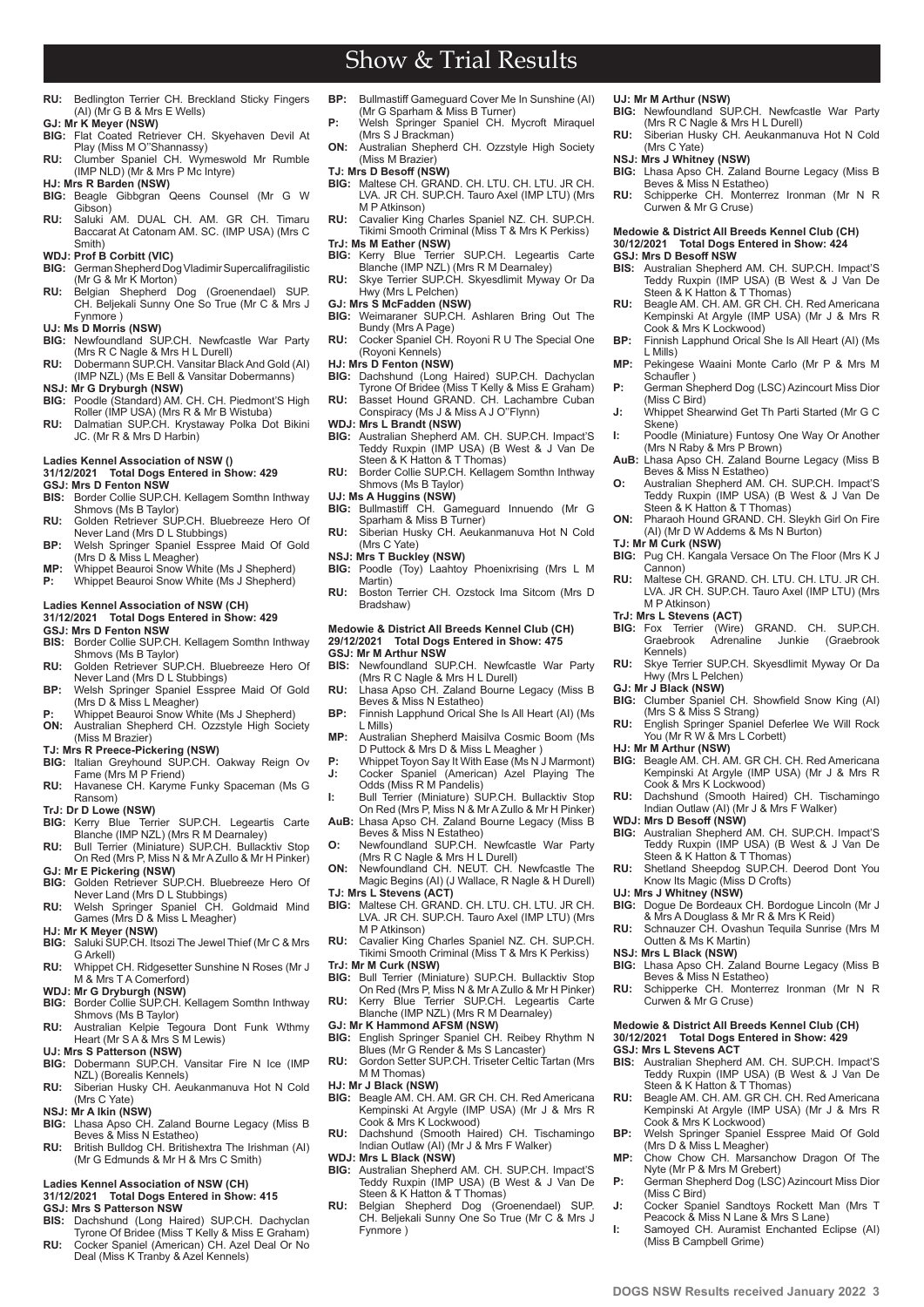# Show & Trial Results

**RU:** Bedlington Terrier CH. Breckland Sticky Fingers (AI) (Mr G B & Mrs E Wells)

**GJ: Mr K Meyer (NSW)**

**BIG:** Flat Coated Retriever CH. Skyehaven Devil At Play (Miss M O"Shannassy)

**RU:** Clumber Spaniel CH. Wymeswold Mr Rumble (IMP NLD) (Mr & Mrs P Mc Intyre)

**HJ: Mrs R Barden (NSW)**

**BIG:** Beagle Gibbgran Qeens Counsel (Mr G W Gibson)

**RU:** Saluki AM. DUAL CH. AM. GR CH. Timaru Baccarat At Catonam AM. SC. (IMP USA) (Mrs C Smith)

**WDJ: Prof B Corbitt (VIC)**

**BIG:** German Shepherd Dog Vladimir Supercalifragilistic (Mr G & Mr K Morton)

**RU:** Belgian Shepherd Dog (Groenendael) SUP. CH. Beljekali Sunny One So True (Mr C & Mrs J Fynmore )

**UJ: Ms D Morris (NSW)**

**BIG:** Newfoundland SUP.CH. Newfcastle War Party (Mrs R C Nagle & Mrs H L Durell)

**RU:** Dobermann SUP.CH. Vansitar Black And Gold (AI) (IMP NZL) (Ms E Bell & Vansitar Dobermanns)

**NSJ: Mr G Dryburgh (NSW)**

**BIG:** Poodle (Standard) AM. CH. CH. Piedmont'S High Roller (IMP USA) (Mrs R & Mr B Wistuba)

**RU:** Dalmatian SUP.CH. Krystaway Polka Dot Bikini JC. (Mr R & Mrs D Harbin)

### Ladies Kennel Association of NSW ()
**31/12/2021 Total Dogs Entered in Show: 429**

**GSJ: Mrs D Fenton NSW**

**BIS:** Border Collie SUP.CH. Kellagem Somthn Inthway Shmovs (Ms B Taylor)

**RU:** Golden Retriever SUP.CH. Bluebreeze Hero Of Never Land (Mrs D L Stubbings)

**BP:** Welsh Springer Spaniel Esspree Maid Of Gold (Mrs D & Miss L Meagher)

**MP:** Whippet Beauroi Snow White (Ms J Shepherd)

**P:** Whippet Beauroi Snow White (Ms J Shepherd)

### Ladies Kennel Association of NSW (CH)
**31/12/2021 Total Dogs Entered in Show: 429**

**GSJ: Mrs D Fenton NSW**

**BIS:** Border Collie SUP.CH. Kellagem Somthn Inthway Shmovs (Ms B Taylor)

**RU:** Golden Retriever SUP.CH. Bluebreeze Hero Of Never Land (Mrs D L Stubbings)

**BP:** Welsh Springer Spaniel Esspree Maid Of Gold (Mrs D & Miss L Meagher)

**P:** Whippet Beauroi Snow White (Ms J Shepherd)

**ON:** Australian Shepherd CH. Ozzstyle High Society (Miss M Brazier)

**TJ: Mrs R Preece-Pickering (NSW)**

**BIG:** Italian Greyhound SUP.CH. Oakway Reign Ov Fame (Mrs M P Friend)

**RU:** Havanese CH. Karyme Funky Spaceman (Ms G Ransom)

**TrJ: Dr D Lowe (NSW)**

**BIG:** Kerry Blue Terrier SUP.CH. Legeartis Carte Blanche (IMP NZL) (Mrs R M Dearnaley)

**RU:** Bull Terrier (Miniature) SUP.CH. Bullacktiv Stop On Red (Mrs P, Miss N & Mr A Zullo & Mr H Pinker)

**GJ: Mr E Pickering (NSW)**

**BIG:** Golden Retriever SUP.CH. Bluebreeze Hero Of Never Land (Mrs D L Stubbings)

**RU:** Welsh Springer Spaniel CH. Goldmaid Mind Games (Mrs D & Miss L Meagher)

**HJ: Mr K Meyer (NSW)**

**BIG:** Saluki SUP.CH. Itsozi The Jewel Thief (Mr C & Mrs G Arkell)

**RU:** Whippet CH. Ridgesetter Sunshine N Roses (Mr J M & Mrs T A Comerford)

**WDJ: Mr G Dryburgh (NSW)**

**BIG:** Border Collie SUP.CH. Kellagem Somthn Inthway Shmovs (Ms B Taylor)

**RU:** Australian Kelpie Tegoura Dont Funk Wthmy Heart (Mr S A & Mrs S M Lewis)

**UJ: Mrs S Patterson (NSW)**

**BIG:** Dobermann SUP.CH. Vansitar Fire N Ice (IMP NZL) (Borealis Kennels)

**RU:** Siberian Husky CH. Aeukanmanuva Hot N Cold (Mrs C Yate)

**NSJ: Mr A Ikin (NSW)**

**BIG:** Lhasa Apso CH. Zaland Bourne Legacy (Miss B Beves & Miss N Estatheo)

**RU:** British Bulldog CH. Britishextra The Irishman (AI) (Mr G Edmunds & Mr H & Mrs C Smith)

### Ladies Kennel Association of NSW (CH)
**31/12/2021 Total Dogs Entered in Show: 415**

**GSJ: Mrs S Patterson NSW**

**BIS:** Dachshund (Long Haired) SUP.CH. Dachyclan Tyrone Of Bridee (Miss T Kelly & Miss E Graham)

**RU:** Cocker Spaniel (American) CH. Azel Deal Or No Deal (Miss K Tranby & Azel Kennels)

**BP:** Bullmastiff Gameguard Cover Me In Sunshine (AI) (Mr G Sparham & Miss B Turner)

**P:** Welsh Springer Spaniel CH. Mycroft Miraquel (Mrs S J Brackman)

**ON:** Australian Shepherd CH. Ozzstyle High Society (Miss M Brazier)

**TJ: Mrs D Besoff (NSW)**

**BIG:** Maltese CH. GRAND. CH. LTU. CH. LTU. JR CH. LVA. JR CH. SUP.CH. Tauro Axel (IMP LTU) (Mrs M P Atkinson)

**RU:** Cavalier King Charles Spaniel NZ. CH. SUP.CH. Tikimi Smooth Criminal (Miss T & Mrs K Perkiss)

**TrJ: Ms M Eather (NSW)**

**BIG:** Kerry Blue Terrier SUP.CH. Legeartis Carte Blanche (IMP NZL) (Mrs R M Dearnaley)

**RU:** Skye Terrier SUP.CH. Skyesdlimit Myway Or Da Hwy (Mrs L Pelchen)

**GJ: Mrs S McFadden (NSW)**

**BIG:** Weimaraner SUP.CH. Ashlaren Bring Out The Bundy (Mrs A Page)

**RU:** Cocker Spaniel CH. Royoni R U The Special One (Royoni Kennels)

**HJ: Mrs D Fenton (NSW)**

**BIG:** Dachshund (Long Haired) SUP.CH. Dachyclan Tyrone Of Bridee (Miss T Kelly & Miss E Graham)

**RU:** Basset Hound GRAND. CH. Lachambre Cuban Conspiracy (Ms J & Miss A J O"Flynn)

**WDJ: Mrs L Brandt (NSW)**

**BIG:** Australian Shepherd AM. CH. SUP.CH. Impact'S Teddy Ruxpin (IMP USA) (B West & J Van De Steen & K Hatton & T Thomas)

**RU:** Border Collie SUP.CH. Kellagem Somthn Inthway Shmovs (Ms B Taylor)

**UJ: Ms A Huggins (NSW)**

**BIG:** Bullmastiff CH. Gameguard Innuendo (Mr G Sparham & Miss B Turner)

**RU:** Siberian Husky CH. Aeukanmanuva Hot N Cold (Mrs C Yate)

**NSJ: Mrs T Buckley (NSW)**

**BIG:** Poodle (Toy) Laahtoy Phoenixrising (Mrs L M Martin)

**RU:** Boston Terrier CH. Ozstock Ima Sitcom (Mrs D Bradshaw)

### Medowie & District All Breeds Kennel Club (CH)
**29/12/2021 Total Dogs Entered in Show: 475**

**GSJ: Mr M Arthur NSW**

**BIS:** Newfoundland SUP.CH. Newfcastle War Party (Mrs R C Nagle & Mrs H L Durell)

**RU:** Lhasa Apso CH. Zaland Bourne Legacy (Miss B Beves & Miss N Estatheo)

**BP:** Finnish Lapphund Orical She Is All Heart (AI) (Ms L Mills)

**MP:** Australian Shepherd Maisilva Cosmic Boom (Ms D Puttock & Mrs D & Miss L Meagher )

**P:** Whippet Toyon Say It With Ease (Ms N J Marmont)

**J:** Cocker Spaniel (American) Azel Playing The Odds (Miss R M Pandelis)

**I:** Bull Terrier (Miniature) SUP.CH. Bullacktiv Stop On Red (Mrs P, Miss N & Mr A Zullo & Mr H Pinker)

**AuB:** Lhasa Apso CH. Zaland Bourne Legacy (Miss B Beves & Miss N Estatheo)

**O:** Newfoundland SUP.CH. Newfcastle War Party (Mrs R C Nagle & Mrs H L Durell)

**ON:** Newfoundland CH. NEUT. CH. Newfcastle The Magic Begins (AI) (J Wallace, R Nagle & H Durell)

**TJ: Mrs L Stevens (ACT)**

**BIG:** Maltese CH. GRAND. CH. LTU. CH. LTU. JR CH. LVA. JR CH. SUP.CH. Tauro Axel (IMP LTU) (Mrs M P Atkinson)

**RU:** Cavalier King Charles Spaniel NZ. CH. SUP.CH. Tikimi Smooth Criminal (Miss T & Mrs K Perkiss)

**TrJ: Mr M Curk (NSW)**

**BIG:** Bull Terrier (Miniature) SUP.CH. Bullacktiv Stop On Red (Mrs P, Miss N & Mr A Zullo & Mr H Pinker)

**RU:** Kerry Blue Terrier SUP.CH. Legeartis Carte Blanche (IMP NZL) (Mrs R M Dearnaley)

**GJ: Mr K Hammond AFSM (NSW)**

**BIG:** English Springer Spaniel CH. Reibey Rhythm N Blues (Mr G Render & Ms S Lancaster)

**RU:** Gordon Setter SUP.CH. Triseter Celtic Tartan (Mrs M M Thomas)

**HJ: Mr J Black (NSW)**

**BIG:** Beagle AM. CH. AM. GR CH. CH. Red Americana Kempinski At Argyle (IMP USA) (Mr J & Mrs R Cook & Mrs K Lockwood)

**RU:** Dachshund (Smooth Haired) CH. Tischamingo Indian Outlaw (AI) (Mr J & Mrs F Walker)

**WDJ: Mrs L Black (NSW)**

**BIG:** Australian Shepherd AM. CH. SUP.CH. Impact'S Teddy Ruxpin (IMP USA) (B West & J Van De Steen & K Hatton & T Thomas)

**RU:** Belgian Shepherd Dog (Groenendael) SUP. CH. Beljekali Sunny One So True (Mr C & Mrs J Fynmore )

**UJ: Mr M Arthur (NSW)**

**BIG:** Newfoundland SUP.CH. Newfcastle War Party (Mrs R C Nagle & Mrs H L Durell)

**RU:** Siberian Husky CH. Aeukanmanuva Hot N Cold (Mrs C Yate)

**NSJ: Mrs J Whitney (NSW)**

**BIG:** Lhasa Apso CH. Zaland Bourne Legacy (Miss B Beves & Miss N Estatheo)

**RU:** Schipperke CH. Monterrez Ironman (Mr N R Curwen & Mr G Cruse)

### Medowie & District All Breeds Kennel Club (CH)
**30/12/2021 Total Dogs Entered in Show: 424**

**GSJ: Mrs D Besoff NSW**

**BIS:** Australian Shepherd AM. CH. SUP.CH. Impact'S Teddy Ruxpin (IMP USA) (B West & J Van De Steen & K Hatton & T Thomas)

**RU:** Beagle AM. CH. AM. GR CH. CH. Red Americana Kempinski At Argyle (IMP USA) (Mr J & Mrs R Cook & Mrs K Lockwood)

**BP:** Finnish Lapphund Orical She Is All Heart (AI) (Ms L Mills)

**MP:** Pekingese Waaini Monte Carlo (Mr P & Mrs M Schaufler )

**P:** German Shepherd Dog (LSC) Azincourt Miss Dior (Miss C Bird)

**J:** Whippet Shearwind Get Th Parti Started (Mr G C Skene)

**I:** Poodle (Miniature) Funtosy One Way Or Another (Mrs N Raby & Mrs P Brown)

**AuB:** Lhasa Apso CH. Zaland Bourne Legacy (Miss B Beves & Miss N Estatheo)

**O:** Australian Shepherd AM. CH. SUP.CH. Impact'S Teddy Ruxpin (IMP USA) (B West & J Van De Steen & K Hatton & T Thomas)

**ON:** Pharaoh Hound GRAND. CH. Sleykh Girl On Fire (AI) (Mr D W Addems & Ms N Burton)

**TJ: Mr M Curk (NSW)**

**BIG:** Pug CH. Kangala Versace On The Floor (Mrs K J Cannon)

**RU:** Maltese CH. GRAND. CH. LTU. CH. LTU. JR CH. LVA. JR CH. SUP.CH. Tauro Axel (IMP LTU) (Mrs M P Atkinson)

**TrJ: Mrs L Stevens (ACT)**

**BIG:** Fox Terrier (Wire) GRAND. CH. SUP.CH. Graebrook Adrenaline Junkie (Graebrook Kennels)

**RU:** Skye Terrier SUP.CH. Skyesdlimit Myway Or Da Hwy (Mrs L Pelchen)

**GJ: Mr J Black (NSW)**

**BIG:** Clumber Spaniel CH. Showfield Snow King (AI) (Mrs S & Miss S Strang)

**RU:** English Springer Spaniel Deferlee We Will Rock You (Mr R W & Mrs L Corbett)

**HJ: Mr M Arthur (NSW)**

**BIG:** Beagle AM. CH. AM. GR CH. CH. Red Americana Kempinski At Argyle (IMP USA) (Mr J & Mrs R Cook & Mrs K Lockwood)

**RU:** Dachshund (Smooth Haired) CH. Tischamingo Indian Outlaw (AI) (Mr J & Mrs F Walker)

**WDJ: Mrs D Besoff (NSW)**

**BIG:** Australian Shepherd AM. CH. SUP.CH. Impact'S Teddy Ruxpin (IMP USA) (B West & J Van De Steen & K Hatton & T Thomas)

**RU:** Shetland Sheepdog SUP.CH. Deerod Dont You Know Its Magic (Miss D Crofts)

**UJ: Mrs J Whitney (NSW)**

**BIG:** Dogue De Bordeaux CH. Bordogue Lincoln (Mr J & Mrs A Douglass & Mr R & Mrs K Reid)

**RU:** Schnauzer CH. Ovashun Tequila Sunrise (Mrs M Outten & Ms K Martin)

**NSJ: Mrs L Black (NSW)**

**BIG:** Lhasa Apso CH. Zaland Bourne Legacy (Miss B Beves & Miss N Estatheo)

**RU:** Schipperke CH. Monterrez Ironman (Mr N R Curwen & Mr G Cruse)

### Medowie & District All Breeds Kennel Club (CH)
**30/12/2021 Total Dogs Entered in Show: 429**

**GSJ: Mrs L Stevens ACT**

**BIS:** Australian Shepherd AM. CH. SUP.CH. Impact'S Teddy Ruxpin (IMP USA) (B West & J Van De Steen & K Hatton & T Thomas)

**RU:** Beagle AM. CH. AM. GR CH. CH. Red Americana Kempinski At Argyle (IMP USA) (Mr J & Mrs R Cook & Mrs K Lockwood)

**BP:** Welsh Springer Spaniel Esspree Maid Of Gold (Mrs D & Miss L Meagher)

**MP:** Chow Chow CH. Marsanchow Dragon Of The Nyte (Mr P & Mrs M Grebert)

**P:** German Shepherd Dog (LSC) Azincourt Miss Dior (Miss C Bird)

**J:** Cocker Spaniel Sandtoys Rockett Man (Mrs T Peacock & Miss N Lane & Mrs S Lane)

**I:** Samoyed CH. Auramist Enchanted Eclipse (AI) (Miss B Campbell Grime)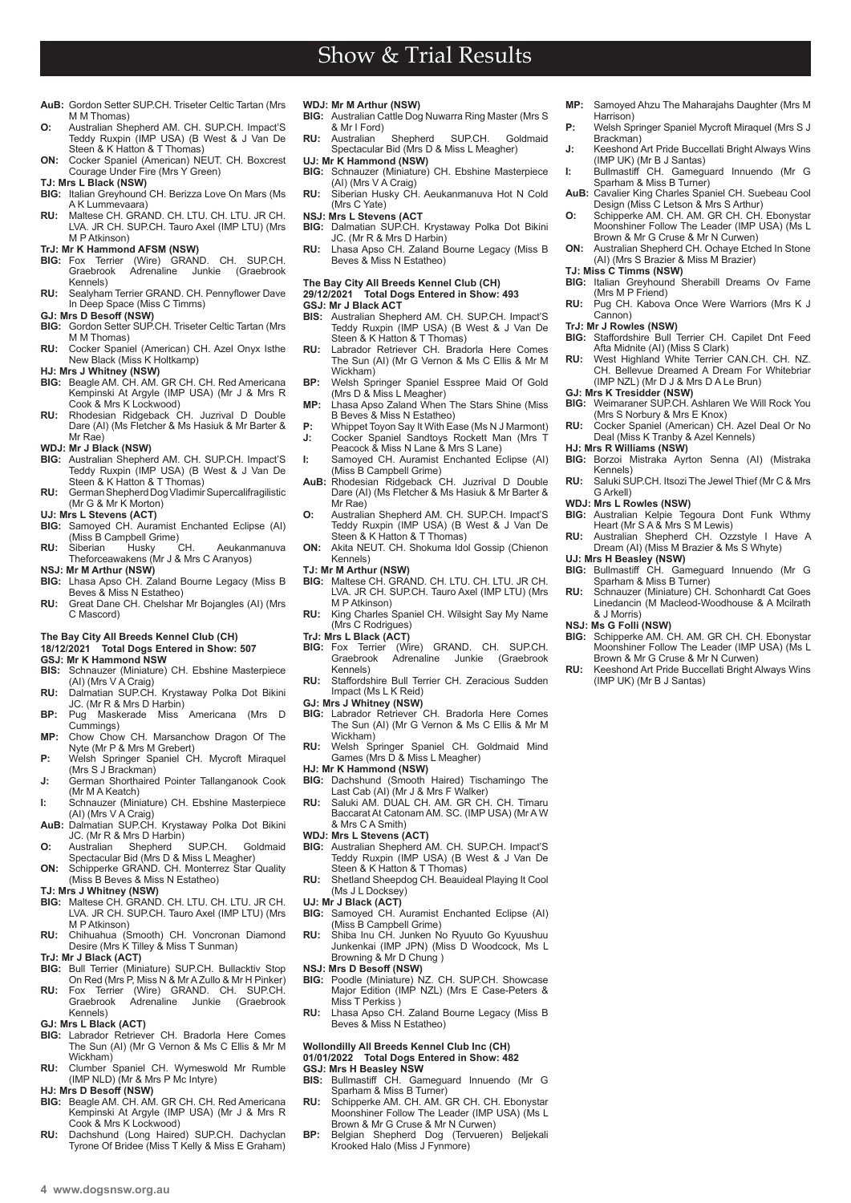**AuB:** Gordon Setter SUP.CH. Triseter Celtic Tartan (Mrs M M Thomas)
**O:** Australian Shepherd AM. CH. SUP.CH. Impact'S Teddy Ruxpin (IMP USA) (B West & J Van De Steen & K Hatton & T Thomas)
**ON:** Cocker Spaniel (American) NEUT. CH. Boxcrest Courage Under Fire (Mrs Y Green)

**TJ: Mrs L Black (NSW)**
**BIG:** Italian Greyhound CH. Berizza Love On Mars (Ms A K Lummevaara)
**RU:** Maltese CH. GRAND. CH. LTU. CH. LTU. JR CH. LVA. JR CH. SUP.CH. Tauro Axel (IMP LTU) (Mrs M P Atkinson)

**TrJ: Mr K Hammond AFSM (NSW)**
**BIG:** Fox Terrier (Wire) GRAND. CH. SUP.CH. Graebrook Adrenaline Junkie (Graebrook Kennels)
**RU:** Sealyham Terrier GRAND. CH. Pennyflower Dave In Deep Space (Miss C Timms)

**GJ: Mrs D Besoff (NSW)**
**BIG:** Gordon Setter SUP.CH. Triseter Celtic Tartan (Mrs M M Thomas)
**RU:** Cocker Spaniel (American) CH. Azel Onyx Isthe New Black (Miss K Holtkamp)

**HJ: Mrs J Whitney (NSW)**
**BIG:** Beagle AM. CH. AM. GR CH. CH. Red Americana Kempinski At Argyle (IMP USA) (Mr J & Mrs R Cook & Mrs K Lockwood)
**RU:** Rhodesian Ridgeback CH. Juzrival D Double Dare (AI) (Ms Fletcher & Ms Hasiuk & Mr Barter & Mr Rae)

**WDJ: Mr J Black (NSW)**
**BIG:** Australian Shepherd AM. CH. SUP.CH. Impact'S Teddy Ruxpin (IMP USA) (B West & J Van De Steen & K Hatton & T Thomas)
**RU:** German Shepherd Dog Vladimir Supercalifragilistic (Mr G & Mr K Morton)

**UJ: Mr L Stevens (ACT)**
**BIG:** Samoyed CH. Auramist Enchanted Eclipse (AI) (Miss B Campbell Grime)
**RU:** Siberian Husky CH. Aeukanmanuva Theforceawakens (Mr J & Mrs C Aranyos)

**NSJ: Mr M Arthur (NSW)**
**BIG:** Lhasa Apso CH. Zaland Bourne Legacy (Miss B Beves & Miss N Estatheo)
**RU:** Great Dane CH. Chelshar Mr Bojangles (AI) (Mrs C Mascord)

## The Bay City All Breeds Kennel Club (CH)
**18/12/2021 Total Dogs Entered in Show: 507**

**GSJ: Mr K Hammond NSW**
**BIS:** Schnauzer (Miniature) CH. Ebshine Masterpiece (AI) (Mrs V A Craig)
**RU:** Dalmatian SUP.CH. Krystaway Polka Dot Bikini JC. (Mr R & Mrs D Harbin)
**BP:** Pug Maskerade Miss Americana (Mrs D Cummings)
**MP:** Chow Chow CH. Marsanchow Dragon Of The Nyte (Mr P & Mrs M Grebert)
**P:** Welsh Springer Spaniel CH. Mycroft Miraquel (Mrs S J Brackman)
**J:** German Shorthaired Pointer Tallanganook Cook (Mr M A Keatch)
**I:** Schnauzer (Miniature) CH. Ebshine Masterpiece (AI) (Mrs V A Craig)
**AuB:** Dalmatian SUP.CH. Krystaway Polka Dot Bikini JC. (Mr R & Mrs D Harbin)
**O:** Australian Shepherd SUP.CH. Goldmaid Spectacular Bid (Mrs D & Miss L Meagher)
**ON:** Schipperke GRAND. CH. Monterrez Star Quality (Miss B Beves & Miss N Estatheo)

**TJ: Mrs J Whitney (NSW)**
**BIG:** Maltese CH. GRAND. CH. LTU. CH. LTU. JR CH. LVA. JR CH. SUP.CH. Tauro Axel (IMP LTU) (Mrs M P Atkinson)
**RU:** Chihuahua (Smooth) CH. Voncronan Diamond Desire (Mrs K Tilley & Miss T Sunman)

**TrJ: Mr J Black (ACT)**
**BIG:** Bull Terrier (Miniature) SUP.CH. Bullacktiv Stop On Red (Mrs P, Miss N & Mr A Zullo & Mr H Pinker)
**RU:** Fox Terrier (Wire) GRAND. CH. SUP.CH. Graebrook Adrenaline Junkie (Graebrook Kennels)

**GJ: Mrs L Black (ACT)**
**BIG:** Labrador Retriever CH. Bradorla Here Comes The Sun (AI) (Mr G Vernon & Ms C Ellis & Mr M Wickham)
**RU:** Clumber Spaniel CH. Wymeswold Mr Rumble (IMP NLD) (Mr & Mrs P Mc Intyre)

**HJ: Mrs D Besoff (NSW)**
**BIG:** Beagle AM. CH. AM. GR CH. CH. Red Americana Kempinski At Argyle (IMP USA) (Mr J & Mrs R Cook & Mrs K Lockwood)
**RU:** Dachshund (Long Haired) SUP.CH. Dachyclan Tyrone Of Bridee (Miss T Kelly & Miss E Graham)

**WDJ: Mr M Arthur (NSW)**
**BIG:** Australian Cattle Dog Nuwarra Ring Master (Mrs S & Mr I Ford)
**RU:** Australian Shepherd SUP.CH. Goldmaid Spectacular Bid (Mrs D & Miss L Meagher)

**UJ: Mr K Hammond (NSW)**
**BIG:** Schnauzer (Miniature) CH. Ebshine Masterpiece (AI) (Mrs V A Craig)
**RU:** Siberian Husky CH. Aeukanmanuva Hot N Cold (Mrs C Yate)

**NSJ: Mrs L Stevens (ACT**
**BIG:** Dalmatian SUP.CH. Krystaway Polka Dot Bikini JC. (Mr R & Mrs D Harbin)
**RU:** Lhasa Apso CH. Zaland Bourne Legacy (Miss B Beves & Miss N Estatheo)

## The Bay City All Breeds Kennel Club (CH)
**29/12/2021 Total Dogs Entered in Show: 493**

**GSJ: Mr J Black ACT**
**BIS:** Australian Shepherd AM. CH. SUP.CH. Impact'S Teddy Ruxpin (IMP USA) (B West & J Van De Steen & K Hatton & T Thomas)
**RU:** Labrador Retriever CH. Bradorla Here Comes The Sun (AI) (Mr G Vernon & Ms C Ellis & Mr M Wickham)
**BP:** Welsh Springer Spaniel Esspree Maid Of Gold (Mrs D & Miss L Meagher)
**MP:** Lhasa Apso Zaland When The Stars Shine (Miss B Beves & Miss N Estatheo)
**P:** Whippet Toyon Say It With Ease (Ms N J Marmont)
**J:** Cocker Spaniel Sandtoys Rockett Man (Mrs T Peacock & Miss N Lane & Mrs S Lane)
**I:** Samoyed CH. Auramist Enchanted Eclipse (AI) (Miss B Campbell Grime)
**AuB:** Rhodesian Ridgeback CH. Juzrival D Double Dare (AI) (Ms Fletcher & Ms Hasiuk & Mr Barter & Mr Rae)
**O:** Australian Shepherd AM. CH. SUP.CH. Impact'S Teddy Ruxpin (IMP USA) (B West & J Van De Steen & K Hatton & T Thomas)
**ON:** Akita NEUT. CH. Shokuma Idol Gossip (Chienon Kennels)

**TJ: Mr M Arthur (NSW)**
**BIG:** Maltese CH. GRAND. CH. LTU. CH. LTU. JR CH. LVA. JR CH. SUP.CH. Tauro Axel (IMP LTU) (Mrs M P Atkinson)
**RU:** King Charles Spaniel CH. Wilsight Say My Name (Mrs C Rodrigues)

**TrJ: Mrs L Black (ACT)**
**BIG:** Fox Terrier (Wire) GRAND. CH. SUP.CH. Graebrook Adrenaline Junkie (Graebrook Kennels)
**RU:** Staffordshire Bull Terrier CH. Zeracious Sudden Impact (Ms L K Reid)

**GJ: Mrs J Whitney (NSW)**
**BIG:** Labrador Retriever CH. Bradorla Here Comes The Sun (AI) (Mr G Vernon & Ms C Ellis & Mr M Wickham)
**RU:** Welsh Springer Spaniel CH. Goldmaid Mind Games (Mrs D & Miss L Meagher)

**HJ: Mr K Hammond (NSW)**
**BIG:** Dachshund (Smooth Haired) Tischamingo The Last Cab (AI) (Mr J & Mrs F Walker)
**RU:** Saluki AM. DUAL CH. AM. GR CH. CH. Timaru Baccarat At Catonam AM. SC. (IMP USA) (Mr A W & Mrs C A Smith)

**WDJ: Mrs L Stevens (ACT)**
**BIG:** Australian Shepherd AM. CH. SUP.CH. Impact'S Teddy Ruxpin (IMP USA) (B West & J Van De Steen & K Hatton & T Thomas)
**RU:** Shetland Sheepdog CH. Beauideal Playing It Cool (Ms J L Docksey)

**UJ: Mr J Black (ACT)**
**BIG:** Samoyed CH. Auramist Enchanted Eclipse (AI) (Miss B Campbell Grime)
**RU:** Shiba Inu CH. Junken No Ryuuto Go Kyuushuu Junkenkai (IMP JPN) (Miss D Woodcock, Ms L Browning & Mr D Chung )

**NSJ: Mrs D Besoff (NSW)**
**BIG:** Poodle (Miniature) NZ. CH. SUP.CH. Showcase Major Edition (IMP NZL) (Mrs E Case-Peters & Miss T Perkiss )
**RU:** Lhasa Apso CH. Zaland Bourne Legacy (Miss B Beves & Miss N Estatheo)

## Wollondilly All Breeds Kennel Club Inc (CH)
**01/01/2022 Total Dogs Entered in Show: 482**

**GSJ: Mrs H Beasley NSW**
**BIS:** Bullmastiff CH. Gameguard Innuendo (Mr G Sparham & Miss B Turner)
**RU:** Schipperke AM. CH. AM. GR CH. CH. Ebonystar Moonshiner Follow The Leader (IMP USA) (Ms L Brown & Mr G Cruse & Mr N Curwen)
**BP:** Belgian Shepherd Dog (Tervueren) Beljekali Krooked Halo (Miss J Fynmore)
**MP:** Samoyed Ahzu The Maharajahs Daughter (Mrs M Harrison)
**P:** Welsh Springer Spaniel Mycroft Miraquel (Mrs S J Brackman)
**J:** Keeshond Art Pride Buccellati Bright Always Wins (IMP UK) (Mr B J Santas)
**I:** Bullmastiff CH. Gameguard Innuendo (Mr G Sparham & Miss B Turner)
**AuB:** Cavalier King Charles Spaniel CH. Suebeau Cool Design (Miss C Letson & Mrs S Arthur)
**O:** Schipperke AM. CH. AM. GR CH. CH. Ebonystar Moonshiner Follow The Leader (IMP USA) (Ms L Brown & Mr G Cruse & Mr N Curwen)
**ON:** Australian Shepherd CH. Ochaye Etched In Stone (AI) (Mrs S Brazier & Miss M Brazier)

**TJ: Miss C Timms (NSW)**
**BIG:** Italian Greyhound Sherabill Dreams Ov Fame (Mrs M P Friend)
**RU:** Pug CH. Kabova Once Were Warriors (Mrs K J Cannon)

**TrJ: Mr J Rowles (NSW)**
**BIG:** Staffordshire Bull Terrier CH. Capilet Dnt Feed Afta Midnite (AI) (Miss S Clark)
**RU:** West Highland White Terrier CAN.CH. CH. NZ. CH. Bellevue Dreamed A Dream For Whitebriar (IMP NZL) (Mr D J & Mrs D A Le Brun)

**GJ: Mrs K Tresidder (NSW)**
**BIG:** Weimaraner SUP.CH. Ashlaren We Will Rock You (Mrs S Norbury & Mrs E Knox)
**RU:** Cocker Spaniel (American) CH. Azel Deal Or No Deal (Miss K Tranby & Azel Kennels)

**HJ: Mrs R Williams (NSW)**
**BIG:** Borzoi Mistraka Ayrton Senna (AI) (Mistraka Kennels)
**RU:** Saluki SUP.CH. Itsozi The Jewel Thief (Mr C & Mrs G Arkell)

**WDJ: Mrs L Rowles (NSW)**
**BIG:** Australian Kelpie Tegoura Dont Funk Wthmy Heart (Mr S A & Mrs S M Lewis)
**RU:** Australian Shepherd CH. Ozzstyle I Have A Dream (AI) (Miss M Brazier & Ms S Whyte)

**UJ: Mrs H Beasley (NSW)**
**BIG:** Bullmastiff CH. Gameguard Innuendo (Mr G Sparham & Miss B Turner)
**RU:** Schnauzer (Miniature) CH. Schonhardt Cat Goes Linedancin (M Macleod-Woodhouse & A Mcilrath & J Morris)

**NSJ: Ms G Folli (NSW)**
**BIG:** Schipperke AM. CH. AM. GR CH. CH. Ebonystar Moonshiner Follow The Leader (IMP USA) (Ms L Brown & Mr G Cruse & Mr N Curwen)
**RU:** Keeshond Art Pride Buccellati Bright Always Wins (IMP UK) (Mr B J Santas)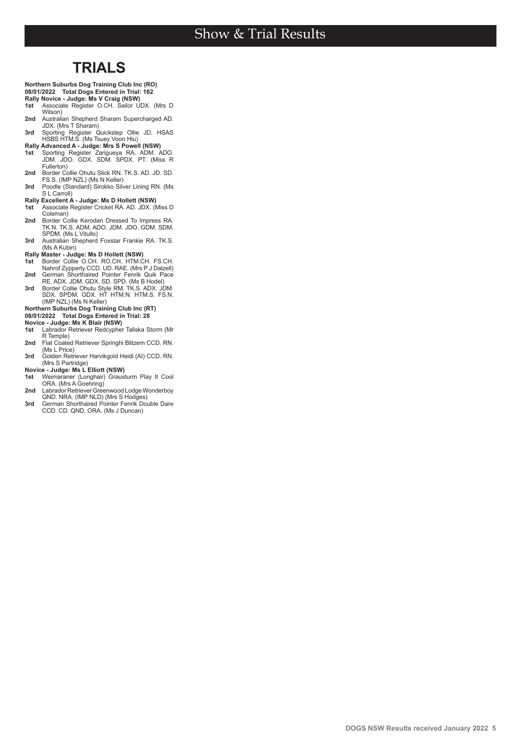# TRIALS

**Northern Suburbs Dog Training Club Inc (RO)**
**08/01/2022 Total Dogs Entered in Trial: 162**

**Rally Novice - Judge: Ms V Craig (NSW)**

**1st** Associate Register O.CH. Sailor UDX. (Mrs D Wilson)
**2nd** Australian Shepherd Sharam Supercharged AD. JDX. (Mrs T Sharam)
**3rd** Sporting Register Quickstep Ollie JD. HSAS HSBS HTM.S. (Ms Tsuey Voon Hiu)

**Rally Advanced A - Judge: Mrs S Powell (NSW)**

**1st** Sporting Register Zarigueya RA. ADM. ADO. JDM. JDO. GDX. SDM. SPDX. PT. (Miss R Fullerton)
**2nd** Border Collie Ohutu Slick RN. TK.S. AD. JD. SD. FS.S. (IMP NZL) (Ms N Keller)
**3rd** Poodle (Standard) Sirokko Silver Lining RN. (Ms S L Carroll)

**Rally Excellent A - Judge: Ms D Hollett (NSW)**

**1st** Associate Register Cricket RA. AD. JDX. (Miss D Coleman)
**2nd** Border Collie Kerodan Dressed To Impress RA. TK.N. TK.S. ADM. ADO. JDM. JDO. GDM. SDM. SPDM. (Ms L Vitullo)
**3rd** Australian Shepherd Foxstar Frankie RA. TK.S. (Ms A Kubin)

**Rally Master - Judge: Ms D Hollett (NSW)**

**1st** Border Collie O.CH. RO.CH. HTM.CH. FS.CH. Nahrof Zypperty CCD. UD. RAE. (Mrs P J Dalzell)
**2nd** German Shorthaired Pointer Fenrik Quik Pace RE. ADX. JDM. GDX. SD. SPD. (Ms B Hodel)
**3rd** Border Collie Ohutu Style RM. TK.S. ADX. JDM. SDX. SPDM. GDX. HT HTM.N. HTM.S. FS.N. (IMP NZL) (Ms N Keller)

**Northern Suburbs Dog Training Club Inc (RT)**
**08/01/2022 Total Dogs Entered in Trial: 28**

**Novice - Judge: Ms K Blair (NSW)**

**1st** Labrador Retriever Redcypher Taliska Storm (Mr R Temple)
**2nd** Flat Coated Retriever Springhi Blitzem CCD. RN. (Ms L Price)
**3rd** Golden Retriever Harvikgold Heidi (AI) CCD. RN. (Mrs S Partridge)

**Novice - Judge: Ms L Elliott (NSW)**

**1st** Weimaraner (Longhair) Grausturm Play It Cool ORA. (Mrs A Goehring)
**2nd** Labrador Retriever Greenwood Lodge Wonderboy QND. NRA. (IMP NLD) (Mrs S Hodges)
**3rd** German Shorthaired Pointer Fenrik Double Dare CCD. CD. QND. ORA. (Ms J Duncan)